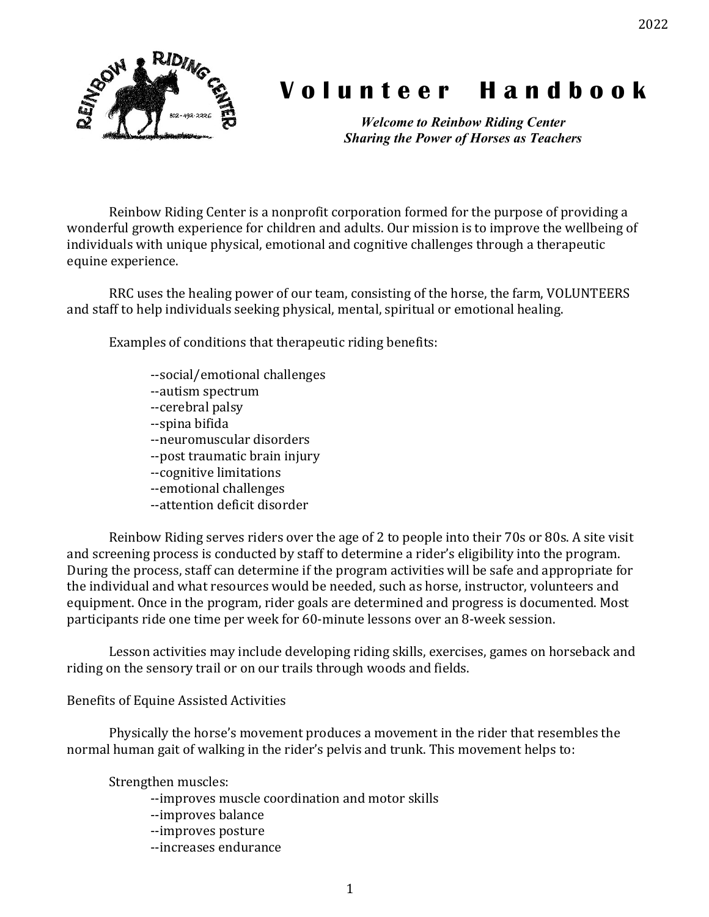2022

# Volunteer Handbook

***Welcome to Reinbow Riding Center***
***Sharing the Power of Horses as Teachers***

Reinbow Riding Center is a nonprofit corporation formed for the purpose of providing a wonderful growth experience for children and adults. Our mission is to improve the wellbeing of individuals with unique physical, emotional and cognitive challenges through a therapeutic equine experience.

RRC uses the healing power of our team, consisting of the horse, the farm, VOLUNTEERS and staff to help individuals seeking physical, mental, spiritual or emotional healing.

Examples of conditions that therapeutic riding benefits:

--social/emotional challenges
--autism spectrum
--cerebral palsy
--spina bifida
--neuromuscular disorders
--post traumatic brain injury
--cognitive limitations
--emotional challenges
--attention deficit disorder

Reinbow Riding serves riders over the age of 2 to people into their 70s or 80s. A site visit and screening process is conducted by staff to determine a rider's eligibility into the program. During the process, staff can determine if the program activities will be safe and appropriate for the individual and what resources would be needed, such as horse, instructor, volunteers and equipment. Once in the program, rider goals are determined and progress is documented. Most participants ride one time per week for 60-minute lessons over an 8-week session.

Lesson activities may include developing riding skills, exercises, games on horseback and riding on the sensory trail or on our trails through woods and fields.

Benefits of Equine Assisted Activities

Physically the horse's movement produces a movement in the rider that resembles the normal human gait of walking in the rider's pelvis and trunk. This movement helps to:

Strengthen muscles:
--improves muscle coordination and motor skills
--improves balance
--improves posture
--increases endurance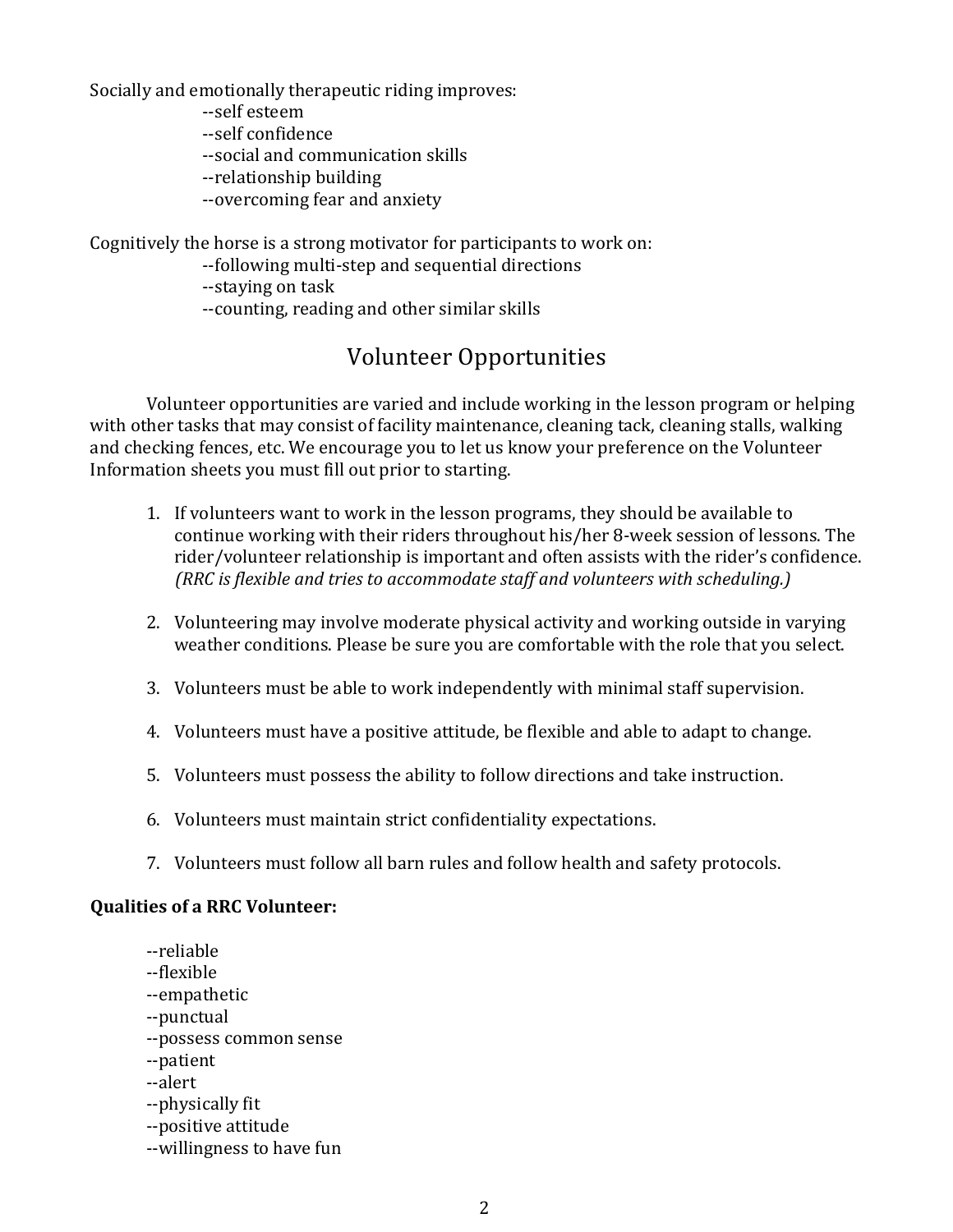Socially and emotionally therapeutic riding improves:

--self esteem
--self confidence
--social and communication skills
--relationship building
--overcoming fear and anxiety

Cognitively the horse is a strong motivator for participants to work on:

--following multi-step and sequential directions
--staying on task
--counting, reading and other similar skills

## Volunteer Opportunities

Volunteer opportunities are varied and include working in the lesson program or helping with other tasks that may consist of facility maintenance, cleaning tack, cleaning stalls, walking and checking fences, etc. We encourage you to let us know your preference on the Volunteer Information sheets you must fill out prior to starting.

1. If volunteers want to work in the lesson programs, they should be available to continue working with their riders throughout his/her 8-week session of lessons. The rider/volunteer relationship is important and often assists with the rider's confidence. *(RRC is flexible and tries to accommodate staff and volunteers with scheduling.)*

2. Volunteering may involve moderate physical activity and working outside in varying weather conditions. Please be sure you are comfortable with the role that you select.

3. Volunteers must be able to work independently with minimal staff supervision.

4. Volunteers must have a positive attitude, be flexible and able to adapt to change.

5. Volunteers must possess the ability to follow directions and take instruction.

6. Volunteers must maintain strict confidentiality expectations.

7. Volunteers must follow all barn rules and follow health and safety protocols.

**Qualities of a RRC Volunteer:**

--reliable
--flexible
--empathetic
--punctual
--possess common sense
--patient
--alert
--physically fit
--positive attitude
--willingness to have fun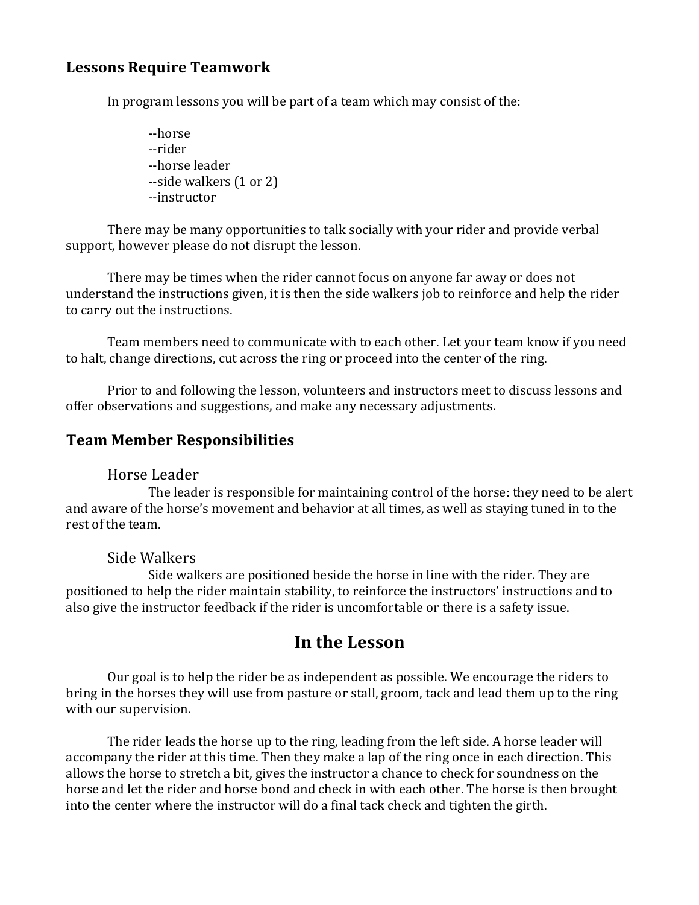## Lessons Require Teamwork

In program lessons you will be part of a team which may consist of the:

--horse
--rider
--horse leader
--side walkers (1 or 2)
--instructor

There may be many opportunities to talk socially with your rider and provide verbal support, however please do not disrupt the lesson.

There may be times when the rider cannot focus on anyone far away or does not understand the instructions given, it is then the side walkers job to reinforce and help the rider to carry out the instructions.

Team members need to communicate with to each other. Let your team know if you need to halt, change directions, cut across the ring or proceed into the center of the ring.

Prior to and following the lesson, volunteers and instructors meet to discuss lessons and offer observations and suggestions, and make any necessary adjustments.

## Team Member Responsibilities

### Horse Leader

The leader is responsible for maintaining control of the horse: they need to be alert and aware of the horse's movement and behavior at all times, as well as staying tuned in to the rest of the team.

### Side Walkers

Side walkers are positioned beside the horse in line with the rider. They are positioned to help the rider maintain stability, to reinforce the instructors' instructions and to also give the instructor feedback if the rider is uncomfortable or there is a safety issue.

# In the Lesson

Our goal is to help the rider be as independent as possible. We encourage the riders to bring in the horses they will use from pasture or stall, groom, tack and lead them up to the ring with our supervision.

The rider leads the horse up to the ring, leading from the left side. A horse leader will accompany the rider at this time. Then they make a lap of the ring once in each direction. This allows the horse to stretch a bit, gives the instructor a chance to check for soundness on the horse and let the rider and horse bond and check in with each other. The horse is then brought into the center where the instructor will do a final tack check and tighten the girth.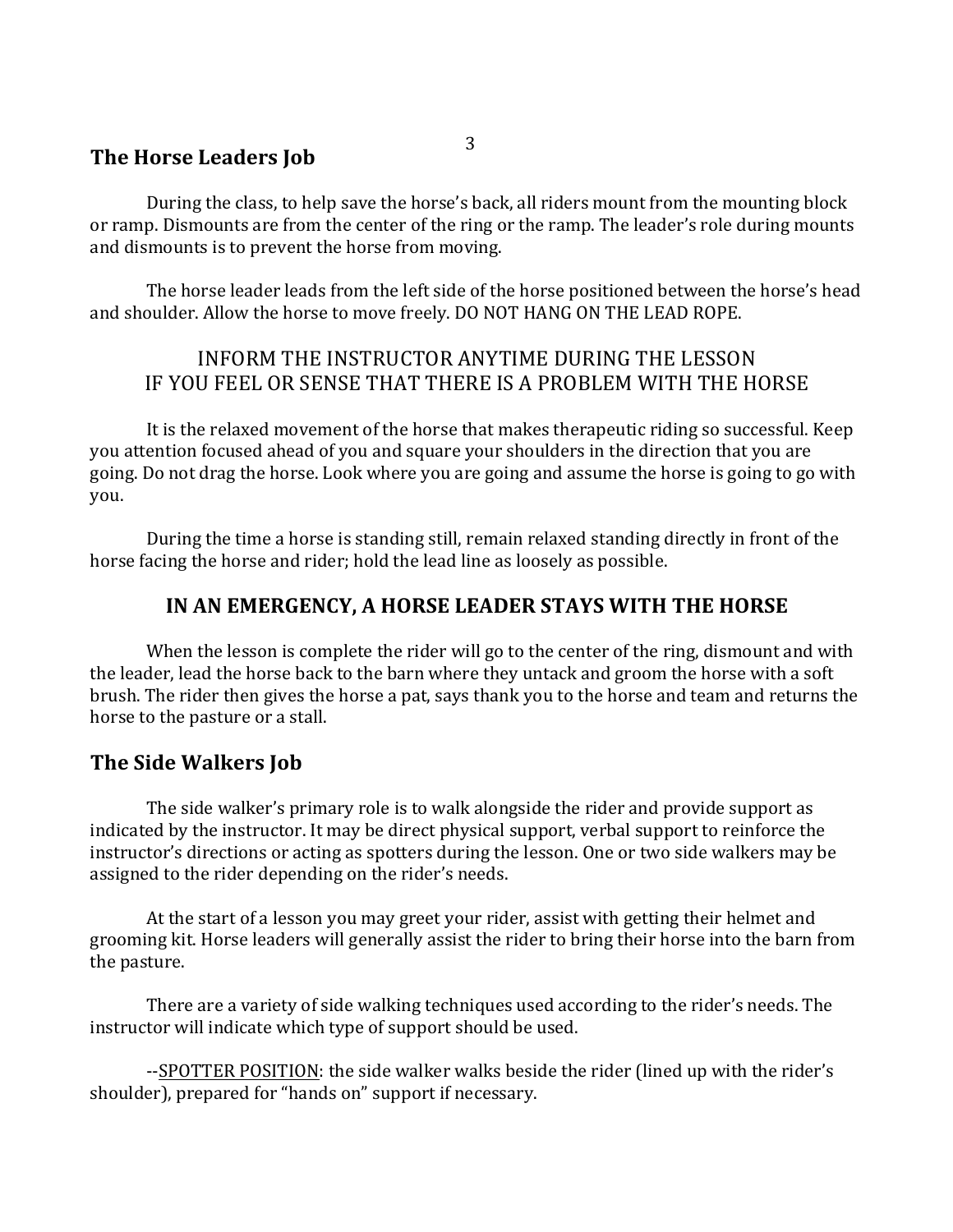## The Horse Leaders Job

During the class, to help save the horse's back, all riders mount from the mounting block or ramp. Dismounts are from the center of the ring or the ramp. The leader's role during mounts and dismounts is to prevent the horse from moving.

The horse leader leads from the left side of the horse positioned between the horse's head and shoulder. Allow the horse to move freely. DO NOT HANG ON THE LEAD ROPE.

INFORM THE INSTRUCTOR ANYTIME DURING THE LESSON
IF YOU FEEL OR SENSE THAT THERE IS A PROBLEM WITH THE HORSE

It is the relaxed movement of the horse that makes therapeutic riding so successful. Keep you attention focused ahead of you and square your shoulders in the direction that you are going. Do not drag the horse. Look where you are going and assume the horse is going to go with you.

During the time a horse is standing still, remain relaxed standing directly in front of the horse facing the horse and rider; hold the lead line as loosely as possible.

**IN AN EMERGENCY, A HORSE LEADER STAYS WITH THE HORSE**

When the lesson is complete the rider will go to the center of the ring, dismount and with the leader, lead the horse back to the barn where they untack and groom the horse with a soft brush. The rider then gives the horse a pat, says thank you to the horse and team and returns the horse to the pasture or a stall.

## The Side Walkers Job

The side walker's primary role is to walk alongside the rider and provide support as indicated by the instructor. It may be direct physical support, verbal support to reinforce the instructor's directions or acting as spotters during the lesson. One or two side walkers may be assigned to the rider depending on the rider's needs.

At the start of a lesson you may greet your rider, assist with getting their helmet and grooming kit. Horse leaders will generally assist the rider to bring their horse into the barn from the pasture.

There are a variety of side walking techniques used according to the rider's needs. The instructor will indicate which type of support should be used.

--SPOTTER POSITION: the side walker walks beside the rider (lined up with the rider's shoulder), prepared for "hands on" support if necessary.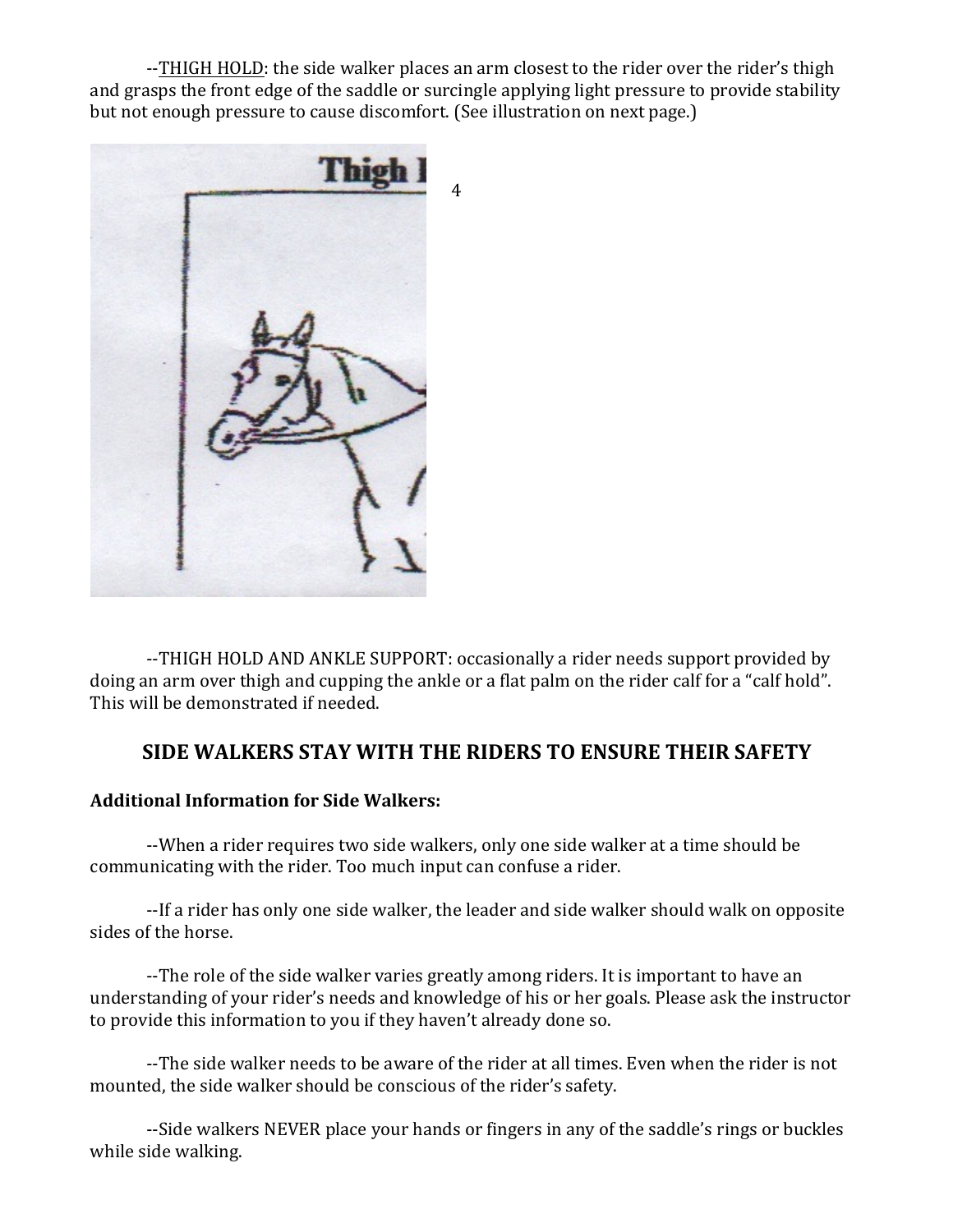--<u>THIGH HOLD</u>: the side walker places an arm closest to the rider over the rider's thigh and grasps the front edge of the saddle or surcingle applying light pressure to provide stability but not enough pressure to cause discomfort. (See illustration on next page.)

--THIGH HOLD AND ANKLE SUPPORT: occasionally a rider needs support provided by doing an arm over thigh and cupping the ankle or a flat palm on the rider calf for a "calf hold". This will be demonstrated if needed.

## SIDE WALKERS STAY WITH THE RIDERS TO ENSURE THEIR SAFETY

**Additional Information for Side Walkers:**

--When a rider requires two side walkers, only one side walker at a time should be communicating with the rider. Too much input can confuse a rider.

--If a rider has only one side walker, the leader and side walker should walk on opposite sides of the horse.

--The role of the side walker varies greatly among riders. It is important to have an understanding of your rider's needs and knowledge of his or her goals. Please ask the instructor to provide this information to you if they haven't already done so.

--The side walker needs to be aware of the rider at all times. Even when the rider is not mounted, the side walker should be conscious of the rider's safety.

--Side walkers NEVER place your hands or fingers in any of the saddle's rings or buckles while side walking.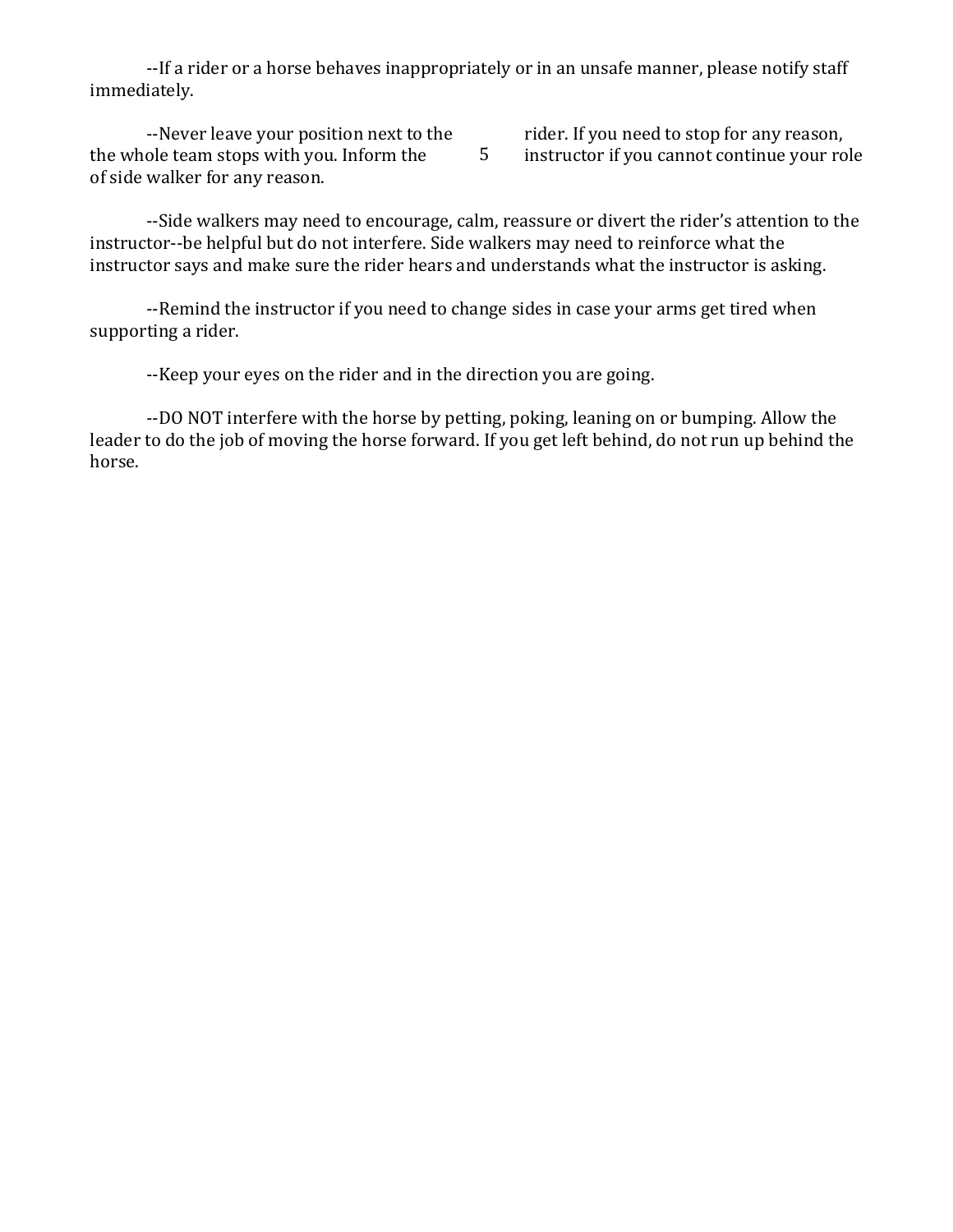--If a rider or a horse behaves inappropriately or in an unsafe manner, please notify staff immediately.

--Never leave your position next to the rider. If you need to stop for any reason, the whole team stops with you. Inform the instructor if you cannot continue your role of side walker for any reason.

--Side walkers may need to encourage, calm, reassure or divert the rider's attention to the instructor--be helpful but do not interfere. Side walkers may need to reinforce what the instructor says and make sure the rider hears and understands what the instructor is asking.

--Remind the instructor if you need to change sides in case your arms get tired when supporting a rider.

--Keep your eyes on the rider and in the direction you are going.

--DO NOT interfere with the horse by petting, poking, leaning on or bumping. Allow the leader to do the job of moving the horse forward. If you get left behind, do not run up behind the horse.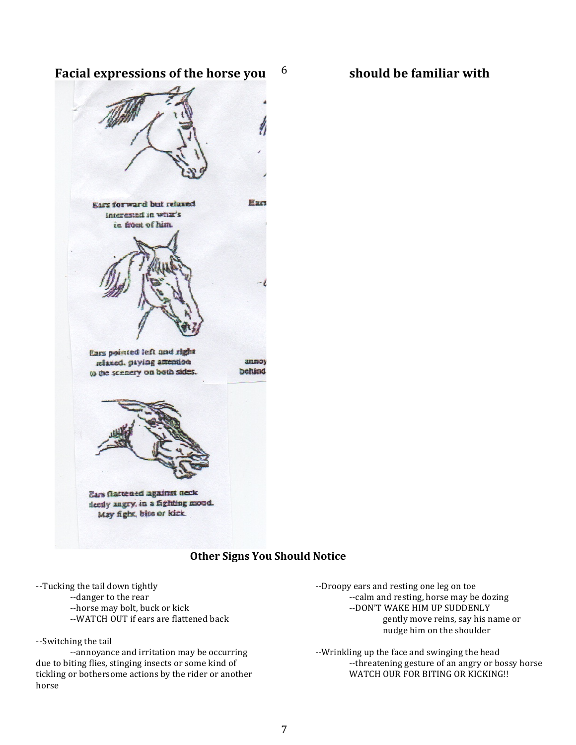## Facial expressions of the horse you should be familiar with

Ears forward but relaxed interested in what's in front of him.

Ears

Ears pointed left and right relaxed, paying attention to the scenery on both sides.

annoy behind

Ears flattened against neck deadly angry, in a fighting mood. May fight, bite or kick.

### Other Signs You Should Notice

--Tucking the tail down tightly
- --danger to the rear
- --horse may bolt, buck or kick
- --WATCH OUT if ears are flattened back

--Switching the tail
- --annoyance and irritation may be occurring due to biting flies, stinging insects or some kind of tickling or bothersome actions by the rider or another horse

--Droopy ears and resting one leg on toe
- --calm and resting, horse may be dozing
- --DON'T WAKE HIM UP SUDDENLY
  gently move reins, say his name or nudge him on the shoulder

--Wrinkling up the face and swinging the head
- --threatening gesture of an angry or bossy horse
  WATCH OUR FOR BITING OR KICKING!!